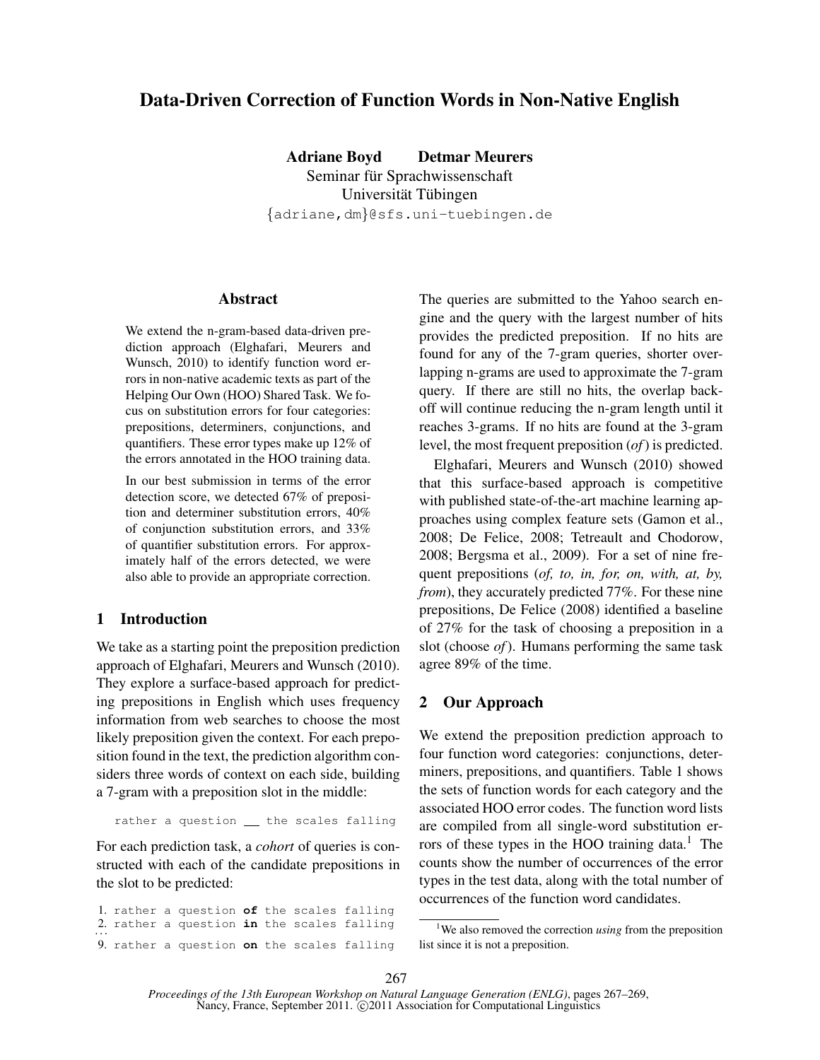# Data-Driven Correction of Function Words in Non-Native English

**Adriane Boyd** **Detmar Meurers**
Seminar für Sprachwissenschaft
Universität Tübingen
{adriane,dm}@sfs.uni-tuebingen.de

## Abstract

We extend the n-gram-based data-driven prediction approach (Elghafari, Meurers and Wunsch, 2010) to identify function word errors in non-native academic texts as part of the Helping Our Own (HOO) Shared Task. We focus on substitution errors for four categories: prepositions, determiners, conjunctions, and quantifiers. These error types make up 12% of the errors annotated in the HOO training data.

In our best submission in terms of the error detection score, we detected 67% of preposition and determiner substitution errors, 40% of conjunction substitution errors, and 33% of quantifier substitution errors. For approximately half of the errors detected, we were also able to provide an appropriate correction.

## 1 Introduction

We take as a starting point the preposition prediction approach of Elghafari, Meurers and Wunsch (2010). They explore a surface-based approach for predicting prepositions in English which uses frequency information from web searches to choose the most likely preposition given the context. For each preposition found in the text, the prediction algorithm considers three words of context on each side, building a 7-gram with a preposition slot in the middle:

```
rather a question __ the scales falling
```

For each prediction task, a *cohort* of queries is constructed with each of the candidate prepositions in the slot to be predicted:

```
1. rather a question of the scales falling
2. rather a question in the scales falling
...
9. rather a question on the scales falling
```

The queries are submitted to the Yahoo search engine and the query with the largest number of hits provides the predicted preposition. If no hits are found for any of the 7-gram queries, shorter overlapping n-grams are used to approximate the 7-gram query. If there are still no hits, the overlap backoff will continue reducing the n-gram length until it reaches 3-grams. If no hits are found at the 3-gram level, the most frequent preposition (*of*) is predicted.

Elghafari, Meurers and Wunsch (2010) showed that this surface-based approach is competitive with published state-of-the-art machine learning approaches using complex feature sets (Gamon et al., 2008; De Felice, 2008; Tetreault and Chodorow, 2008; Bergsma et al., 2009). For a set of nine frequent prepositions (*of, to, in, for, on, with, at, by, from*), they accurately predicted 77%. For these nine prepositions, De Felice (2008) identified a baseline of 27% for the task of choosing a preposition in a slot (choose *of*). Humans performing the same task agree 89% of the time.

## 2 Our Approach

We extend the preposition prediction approach to four function word categories: conjunctions, determiners, prepositions, and quantifiers. Table 1 shows the sets of function words for each category and the associated HOO error codes. The function word lists are compiled from all single-word substitution errors of these types in the HOO training data.[1] The counts show the number of occurrences of the error types in the test data, along with the total number of occurrences of the function word candidates.

[1] We also removed the correction *using* from the preposition list since it is not a preposition.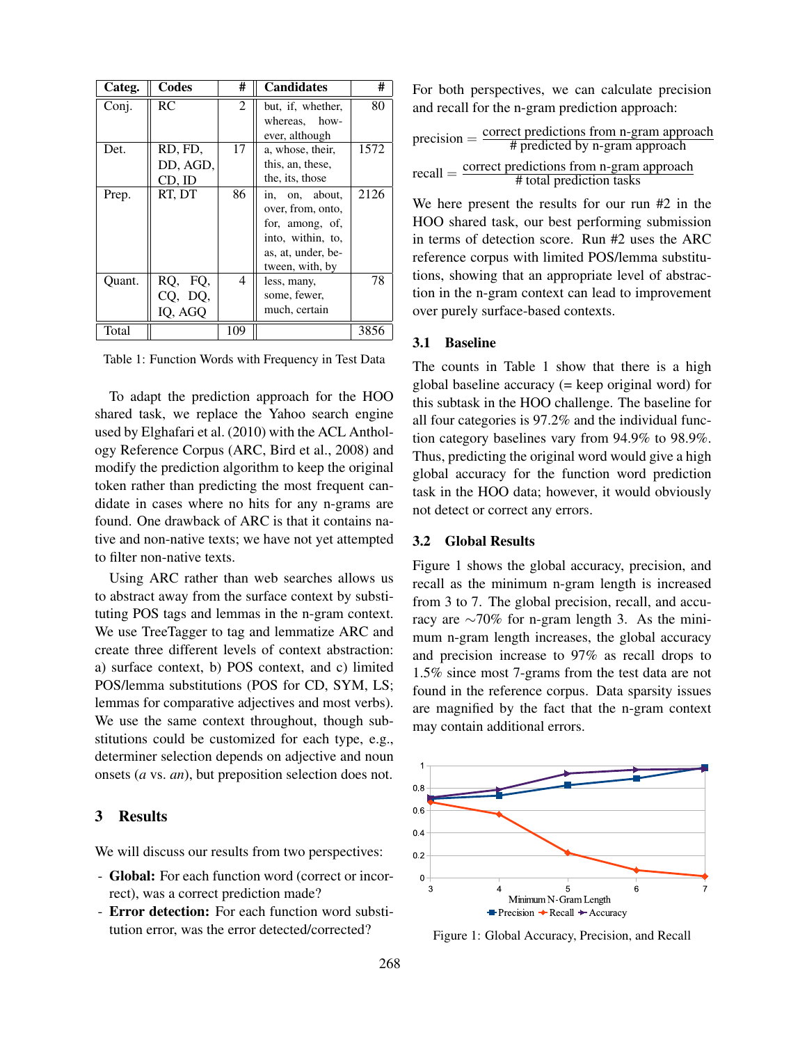| Categ. | Codes | # | Candidates | # |
|---|---|---|---|---|
| Conj. | RC | 2 | but, if, whether, whereas, however, although | 80 |
| Det. | RD, FD, DD, AGD, CD, ID | 17 | a, whose, their, this, an, these, the, its, those | 1572 |
| Prep. | RT, DT | 86 | in, on, about, over, from, onto, for, among, of, into, within, to, as, at, under, between, with, by | 2126 |
| Quant. | RQ, FQ, CQ, DQ, IQ, AGQ | 4 | less, many, some, fewer, much, certain | 78 |
| Total | | 109 | | 3856 |

Table 1: Function Words with Frequency in Test Data

To adapt the prediction approach for the HOO shared task, we replace the Yahoo search engine used by Elghafari et al. (2010) with the ACL Anthology Reference Corpus (ARC, Bird et al., 2008) and modify the prediction algorithm to keep the original token rather than predicting the most frequent candidate in cases where no hits for any n-grams are found. One drawback of ARC is that it contains native and non-native texts; we have not yet attempted to filter non-native texts.

Using ARC rather than web searches allows us to abstract away from the surface context by substituting POS tags and lemmas in the n-gram context. We use TreeTagger to tag and lemmatize ARC and create three different levels of context abstraction: a) surface context, b) POS context, and c) limited POS/lemma substitutions (POS for CD, SYM, LS; lemmas for comparative adjectives and most verbs). We use the same context throughout, though substitutions could be customized for each type, e.g., determiner selection depends on adjective and noun onsets (*a* vs. *an*), but preposition selection does not.

## 3 Results

We will discuss our results from two perspectives:

- **Global:** For each function word (correct or incorrect), was a correct prediction made?
- **Error detection:** For each function word substitution error, was the error detected/corrected?

For both perspectives, we can calculate precision and recall for the n-gram prediction approach:

$$\text{precision} = \frac{\text{correct predictions from n-gram approach}}{\text{\# predicted by n-gram approach}}$$

$$\text{recall} = \frac{\text{correct predictions from n-gram approach}}{\text{\# total prediction tasks}}$$

We here present the results for our run #2 in the HOO shared task, our best performing submission in terms of detection score. Run #2 uses the ARC reference corpus with limited POS/lemma substitutions, showing that an appropriate level of abstraction in the n-gram context can lead to improvement over purely surface-based contexts.

### 3.1 Baseline

The counts in Table 1 show that there is a high global baseline accuracy (= keep original word) for this subtask in the HOO challenge. The baseline for all four categories is 97.2% and the individual function category baselines vary from 94.9% to 98.9%. Thus, predicting the original word would give a high global accuracy for the function word prediction task in the HOO data; however, it would obviously not detect or correct any errors.

### 3.2 Global Results

Figure 1 shows the global accuracy, precision, and recall as the minimum n-gram length is increased from 3 to 7. The global precision, recall, and accuracy are ∼70% for n-gram length 3. As the minimum n-gram length increases, the global accuracy and precision increase to 97% as recall drops to 1.5% since most 7-grams from the test data are not found in the reference corpus. Data sparsity issues are magnified by the fact that the n-gram context may contain additional errors.

Figure 1: Global Accuracy, Precision, and Recall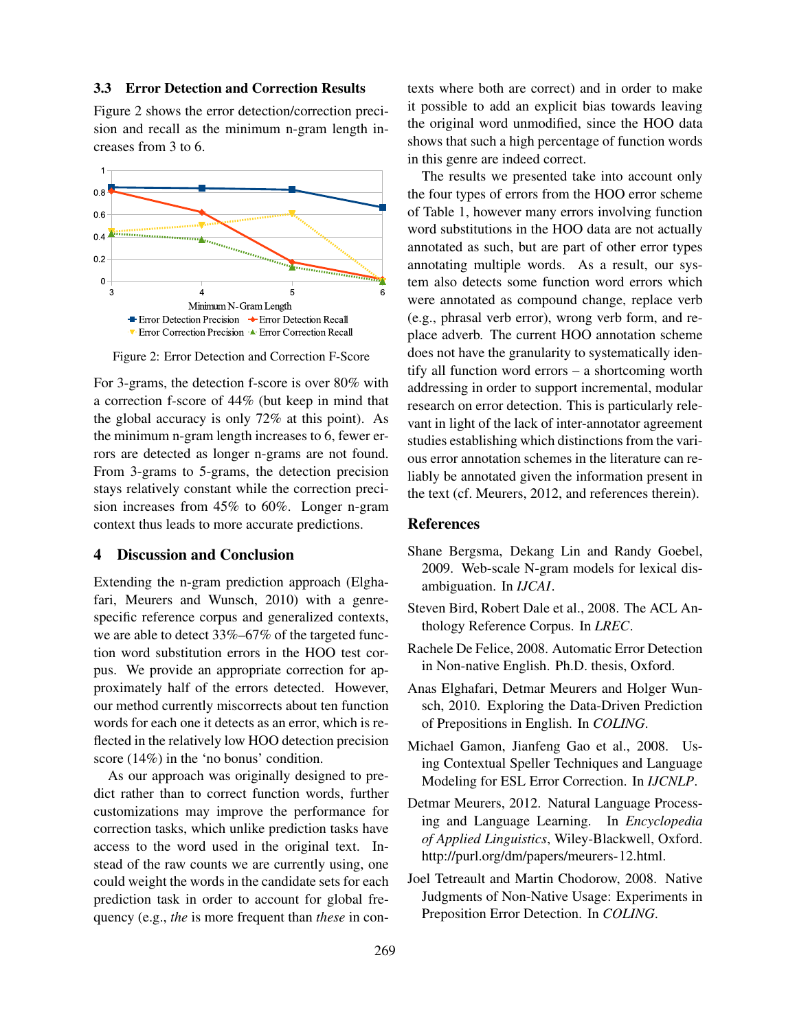### 3.3 Error Detection and Correction Results

Figure 2 shows the error detection/correction precision and recall as the minimum n-gram length increases from 3 to 6.

1
0.8
0.6
0.4
0.2
0
3
4
5
6
Minimum N-Gram Length
Error Detection Precision
Error Detection Recall
Error Correction Precision
Error Correction Recall

Figure 2: Error Detection and Correction F-Score

For 3-grams, the detection f-score is over 80% with a correction f-score of 44% (but keep in mind that the global accuracy is only 72% at this point). As the minimum n-gram length increases to 6, fewer errors are detected as longer n-grams are not found. From 3-grams to 5-grams, the detection precision stays relatively constant while the correction precision increases from 45% to 60%. Longer n-gram context thus leads to more accurate predictions.

## 4 Discussion and Conclusion

Extending the n-gram prediction approach (Elghafari, Meurers and Wunsch, 2010) with a genre-specific reference corpus and generalized contexts, we are able to detect 33%–67% of the targeted function word substitution errors in the HOO test corpus. We provide an appropriate correction for approximately half of the errors detected. However, our method currently miscorrects about ten function words for each one it detects as an error, which is reflected in the relatively low HOO detection precision score (14%) in the 'no bonus' condition.

As our approach was originally designed to predict rather than to correct function words, further customizations may improve the performance for correction tasks, which unlike prediction tasks have access to the word used in the original text. Instead of the raw counts we are currently using, one could weight the words in the candidate sets for each prediction task in order to account for global frequency (e.g., *the* is more frequent than *these* in contexts where both are correct) and in order to make it possible to add an explicit bias towards leaving the original word unmodified, since the HOO data shows that such a high percentage of function words in this genre are indeed correct.

The results we presented take into account only the four types of errors from the HOO error scheme of Table 1, however many errors involving function word substitutions in the HOO data are not actually annotated as such, but are part of other error types annotating multiple words. As a result, our system also detects some function word errors which were annotated as compound change, replace verb (e.g., phrasal verb error), wrong verb form, and replace adverb. The current HOO annotation scheme does not have the granularity to systematically identify all function word errors – a shortcoming worth addressing in order to support incremental, modular research on error detection. This is particularly relevant in light of the lack of inter-annotator agreement studies establishing which distinctions from the various error annotation schemes in the literature can reliably be annotated given the information present in the text (cf. Meurers, 2012, and references therein).

## References

Shane Bergsma, Dekang Lin and Randy Goebel, 2009. Web-scale N-gram models for lexical disambiguation. In *IJCAI*.

Steven Bird, Robert Dale et al., 2008. The ACL Anthology Reference Corpus. In *LREC*.

Rachele De Felice, 2008. Automatic Error Detection in Non-native English. Ph.D. thesis, Oxford.

Anas Elghafari, Detmar Meurers and Holger Wunsch, 2010. Exploring the Data-Driven Prediction of Prepositions in English. In *COLING*.

Michael Gamon, Jianfeng Gao et al., 2008. Using Contextual Speller Techniques and Language Modeling for ESL Error Correction. In *IJCNLP*.

Detmar Meurers, 2012. Natural Language Processing and Language Learning. In *Encyclopedia of Applied Linguistics*, Wiley-Blackwell, Oxford. http://purl.org/dm/papers/meurers-12.html.

Joel Tetreault and Martin Chodorow, 2008. Native Judgments of Non-Native Usage: Experiments in Preposition Error Detection. In *COLING*.